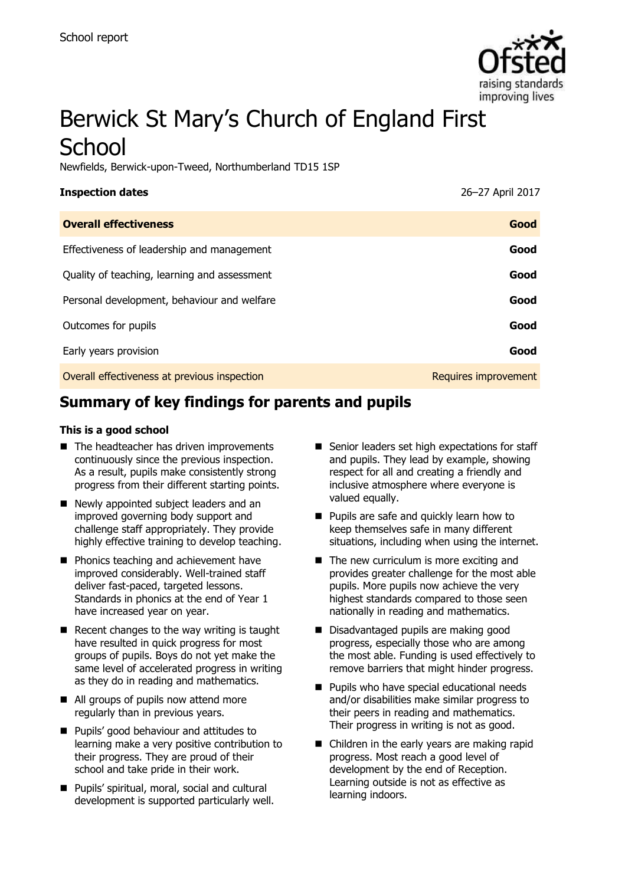School report

# Berwick St Mary's Church of England First School

Newfields, Berwick-upon-Tweed, Northumberland TD15 1SP

| **Inspection dates** | 26–27 April 2017 |
|---|---|
| **Overall effectiveness** | **Good** |
| Effectiveness of leadership and management | **Good** |
| Quality of teaching, learning and assessment | **Good** |
| Personal development, behaviour and welfare | **Good** |
| Outcomes for pupils | **Good** |
| Early years provision | **Good** |
| Overall effectiveness at previous inspection | Requires improvement |

## Summary of key findings for parents and pupils

### This is a good school

- The headteacher has driven improvements continuously since the previous inspection. As a result, pupils make consistently strong progress from their different starting points.
- Newly appointed subject leaders and an improved governing body support and challenge staff appropriately. They provide highly effective training to develop teaching.
- Phonics teaching and achievement have improved considerably. Well-trained staff deliver fast-paced, targeted lessons. Standards in phonics at the end of Year 1 have increased year on year.
- Recent changes to the way writing is taught have resulted in quick progress for most groups of pupils. Boys do not yet make the same level of accelerated progress in writing as they do in reading and mathematics.
- All groups of pupils now attend more regularly than in previous years.
- Pupils' good behaviour and attitudes to learning make a very positive contribution to their progress. They are proud of their school and take pride in their work.
- Pupils' spiritual, moral, social and cultural development is supported particularly well.
- Senior leaders set high expectations for staff and pupils. They lead by example, showing respect for all and creating a friendly and inclusive atmosphere where everyone is valued equally.
- Pupils are safe and quickly learn how to keep themselves safe in many different situations, including when using the internet.
- The new curriculum is more exciting and provides greater challenge for the most able pupils. More pupils now achieve the very highest standards compared to those seen nationally in reading and mathematics.
- Disadvantaged pupils are making good progress, especially those who are among the most able. Funding is used effectively to remove barriers that might hinder progress.
- Pupils who have special educational needs and/or disabilities make similar progress to their peers in reading and mathematics. Their progress in writing is not as good.
- Children in the early years are making rapid progress. Most reach a good level of development by the end of Reception. Learning outside is not as effective as learning indoors.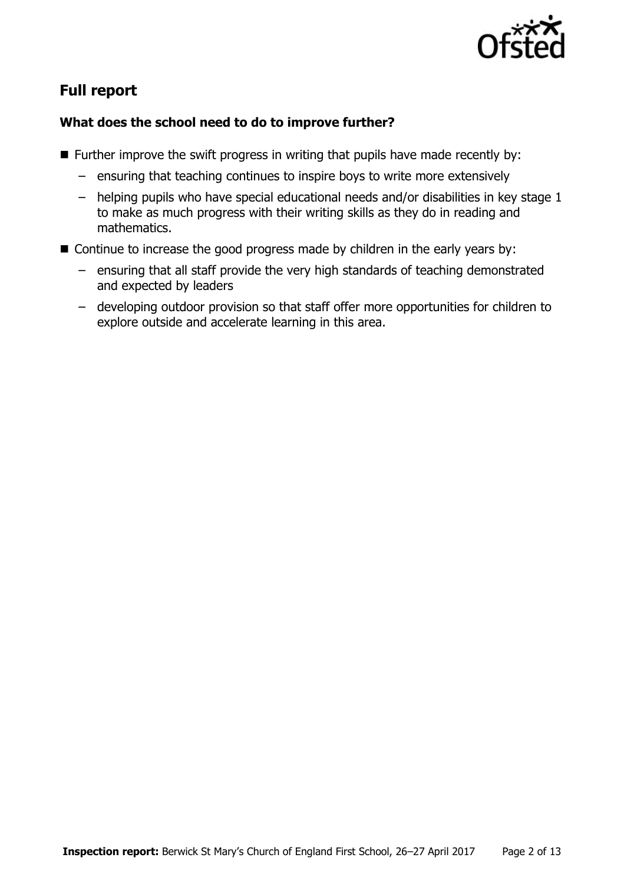## Full report

### What does the school need to do to improve further?

- Further improve the swift progress in writing that pupils have made recently by:
  - ensuring that teaching continues to inspire boys to write more extensively
  - helping pupils who have special educational needs and/or disabilities in key stage 1 to make as much progress with their writing skills as they do in reading and mathematics.
- Continue to increase the good progress made by children in the early years by:
  - ensuring that all staff provide the very high standards of teaching demonstrated and expected by leaders
  - developing outdoor provision so that staff offer more opportunities for children to explore outside and accelerate learning in this area.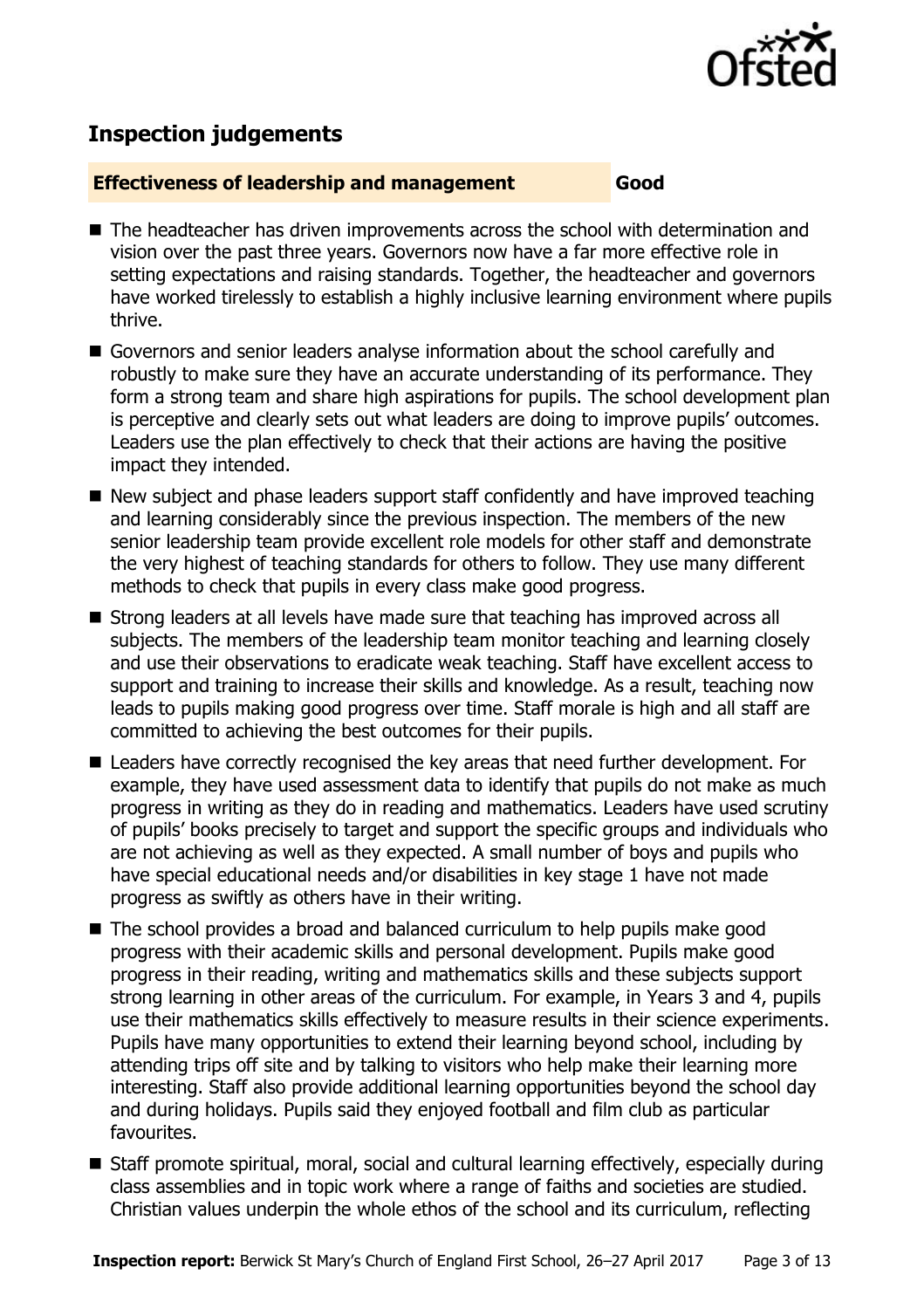## Inspection judgements

**Effectiveness of leadership and management** **Good**

- The headteacher has driven improvements across the school with determination and vision over the past three years. Governors now have a far more effective role in setting expectations and raising standards. Together, the headteacher and governors have worked tirelessly to establish a highly inclusive learning environment where pupils thrive.
- Governors and senior leaders analyse information about the school carefully and robustly to make sure they have an accurate understanding of its performance. They form a strong team and share high aspirations for pupils. The school development plan is perceptive and clearly sets out what leaders are doing to improve pupils' outcomes. Leaders use the plan effectively to check that their actions are having the positive impact they intended.
- New subject and phase leaders support staff confidently and have improved teaching and learning considerably since the previous inspection. The members of the new senior leadership team provide excellent role models for other staff and demonstrate the very highest of teaching standards for others to follow. They use many different methods to check that pupils in every class make good progress.
- Strong leaders at all levels have made sure that teaching has improved across all subjects. The members of the leadership team monitor teaching and learning closely and use their observations to eradicate weak teaching. Staff have excellent access to support and training to increase their skills and knowledge. As a result, teaching now leads to pupils making good progress over time. Staff morale is high and all staff are committed to achieving the best outcomes for their pupils.
- Leaders have correctly recognised the key areas that need further development. For example, they have used assessment data to identify that pupils do not make as much progress in writing as they do in reading and mathematics. Leaders have used scrutiny of pupils' books precisely to target and support the specific groups and individuals who are not achieving as well as they expected. A small number of boys and pupils who have special educational needs and/or disabilities in key stage 1 have not made progress as swiftly as others have in their writing.
- The school provides a broad and balanced curriculum to help pupils make good progress with their academic skills and personal development. Pupils make good progress in their reading, writing and mathematics skills and these subjects support strong learning in other areas of the curriculum. For example, in Years 3 and 4, pupils use their mathematics skills effectively to measure results in their science experiments. Pupils have many opportunities to extend their learning beyond school, including by attending trips off site and by talking to visitors who help make their learning more interesting. Staff also provide additional learning opportunities beyond the school day and during holidays. Pupils said they enjoyed football and film club as particular favourites.
- Staff promote spiritual, moral, social and cultural learning effectively, especially during class assemblies and in topic work where a range of faiths and societies are studied. Christian values underpin the whole ethos of the school and its curriculum, reflecting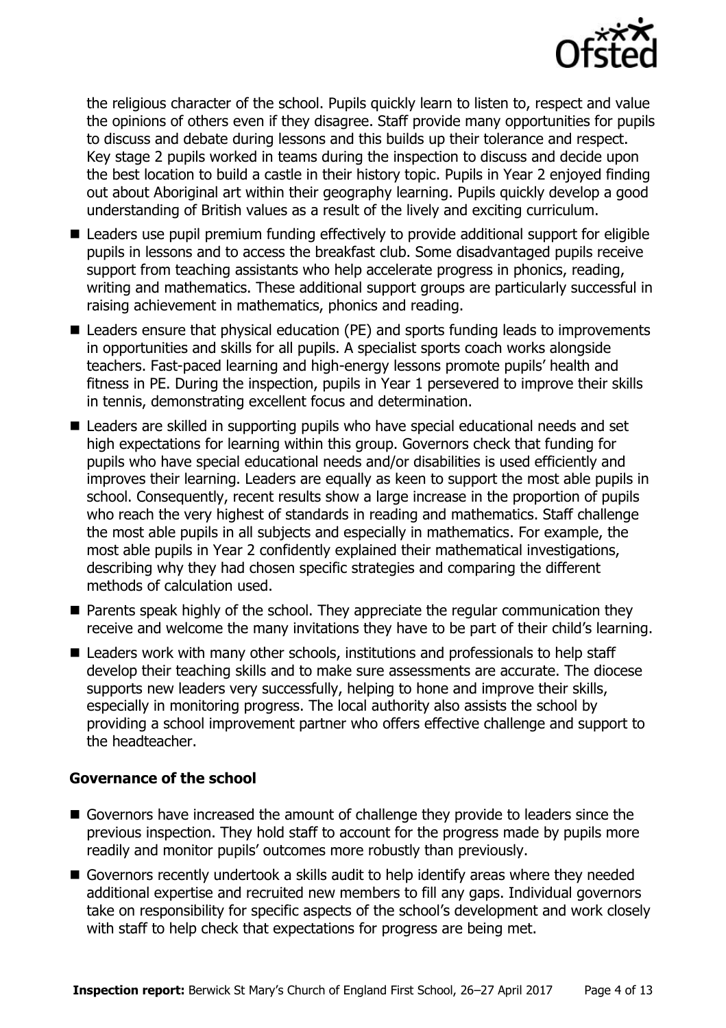the religious character of the school. Pupils quickly learn to listen to, respect and value the opinions of others even if they disagree. Staff provide many opportunities for pupils to discuss and debate during lessons and this builds up their tolerance and respect. Key stage 2 pupils worked in teams during the inspection to discuss and decide upon the best location to build a castle in their history topic. Pupils in Year 2 enjoyed finding out about Aboriginal art within their geography learning. Pupils quickly develop a good understanding of British values as a result of the lively and exciting curriculum.

- Leaders use pupil premium funding effectively to provide additional support for eligible pupils in lessons and to access the breakfast club. Some disadvantaged pupils receive support from teaching assistants who help accelerate progress in phonics, reading, writing and mathematics. These additional support groups are particularly successful in raising achievement in mathematics, phonics and reading.
- Leaders ensure that physical education (PE) and sports funding leads to improvements in opportunities and skills for all pupils. A specialist sports coach works alongside teachers. Fast-paced learning and high-energy lessons promote pupils' health and fitness in PE. During the inspection, pupils in Year 1 persevered to improve their skills in tennis, demonstrating excellent focus and determination.
- Leaders are skilled in supporting pupils who have special educational needs and set high expectations for learning within this group. Governors check that funding for pupils who have special educational needs and/or disabilities is used efficiently and improves their learning. Leaders are equally as keen to support the most able pupils in school. Consequently, recent results show a large increase in the proportion of pupils who reach the very highest of standards in reading and mathematics. Staff challenge the most able pupils in all subjects and especially in mathematics. For example, the most able pupils in Year 2 confidently explained their mathematical investigations, describing why they had chosen specific strategies and comparing the different methods of calculation used.
- Parents speak highly of the school. They appreciate the regular communication they receive and welcome the many invitations they have to be part of their child's learning.
- Leaders work with many other schools, institutions and professionals to help staff develop their teaching skills and to make sure assessments are accurate. The diocese supports new leaders very successfully, helping to hone and improve their skills, especially in monitoring progress. The local authority also assists the school by providing a school improvement partner who offers effective challenge and support to the headteacher.

### Governance of the school

- Governors have increased the amount of challenge they provide to leaders since the previous inspection. They hold staff to account for the progress made by pupils more readily and monitor pupils' outcomes more robustly than previously.
- Governors recently undertook a skills audit to help identify areas where they needed additional expertise and recruited new members to fill any gaps. Individual governors take on responsibility for specific aspects of the school's development and work closely with staff to help check that expectations for progress are being met.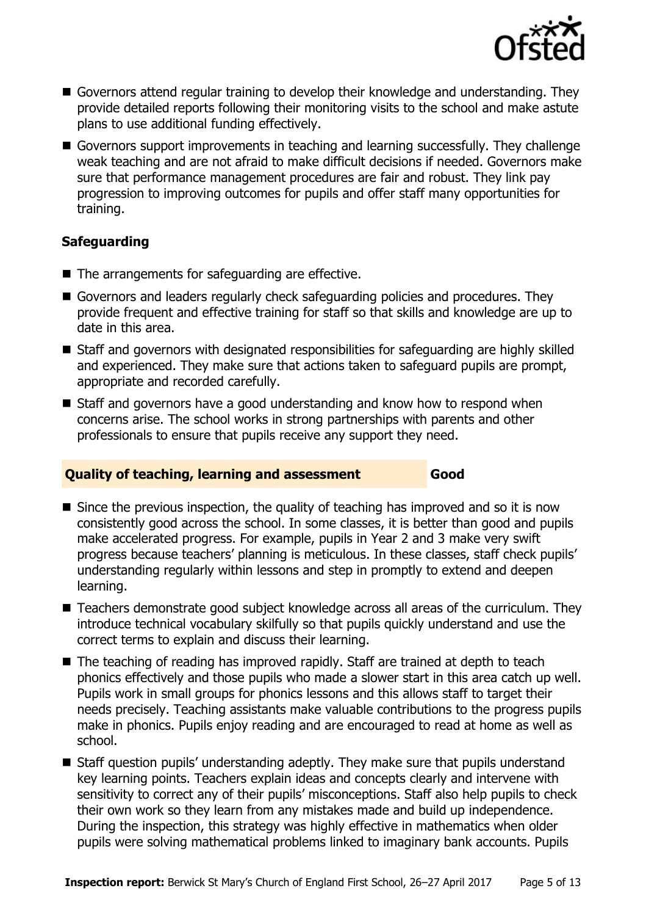- Governors attend regular training to develop their knowledge and understanding. They provide detailed reports following their monitoring visits to the school and make astute plans to use additional funding effectively.
- Governors support improvements in teaching and learning successfully. They challenge weak teaching and are not afraid to make difficult decisions if needed. Governors make sure that performance management procedures are fair and robust. They link pay progression to improving outcomes for pupils and offer staff many opportunities for training.

### Safeguarding

- The arrangements for safeguarding are effective.
- Governors and leaders regularly check safeguarding policies and procedures. They provide frequent and effective training for staff so that skills and knowledge are up to date in this area.
- Staff and governors with designated responsibilities for safeguarding are highly skilled and experienced. They make sure that actions taken to safeguard pupils are prompt, appropriate and recorded carefully.
- Staff and governors have a good understanding and know how to respond when concerns arise. The school works in strong partnerships with parents and other professionals to ensure that pupils receive any support they need.

## Quality of teaching, learning and assessment — Good

- Since the previous inspection, the quality of teaching has improved and so it is now consistently good across the school. In some classes, it is better than good and pupils make accelerated progress. For example, pupils in Year 2 and 3 make very swift progress because teachers' planning is meticulous. In these classes, staff check pupils' understanding regularly within lessons and step in promptly to extend and deepen learning.
- Teachers demonstrate good subject knowledge across all areas of the curriculum. They introduce technical vocabulary skilfully so that pupils quickly understand and use the correct terms to explain and discuss their learning.
- The teaching of reading has improved rapidly. Staff are trained at depth to teach phonics effectively and those pupils who made a slower start in this area catch up well. Pupils work in small groups for phonics lessons and this allows staff to target their needs precisely. Teaching assistants make valuable contributions to the progress pupils make in phonics. Pupils enjoy reading and are encouraged to read at home as well as school.
- Staff question pupils' understanding adeptly. They make sure that pupils understand key learning points. Teachers explain ideas and concepts clearly and intervene with sensitivity to correct any of their pupils' misconceptions. Staff also help pupils to check their own work so they learn from any mistakes made and build up independence. During the inspection, this strategy was highly effective in mathematics when older pupils were solving mathematical problems linked to imaginary bank accounts. Pupils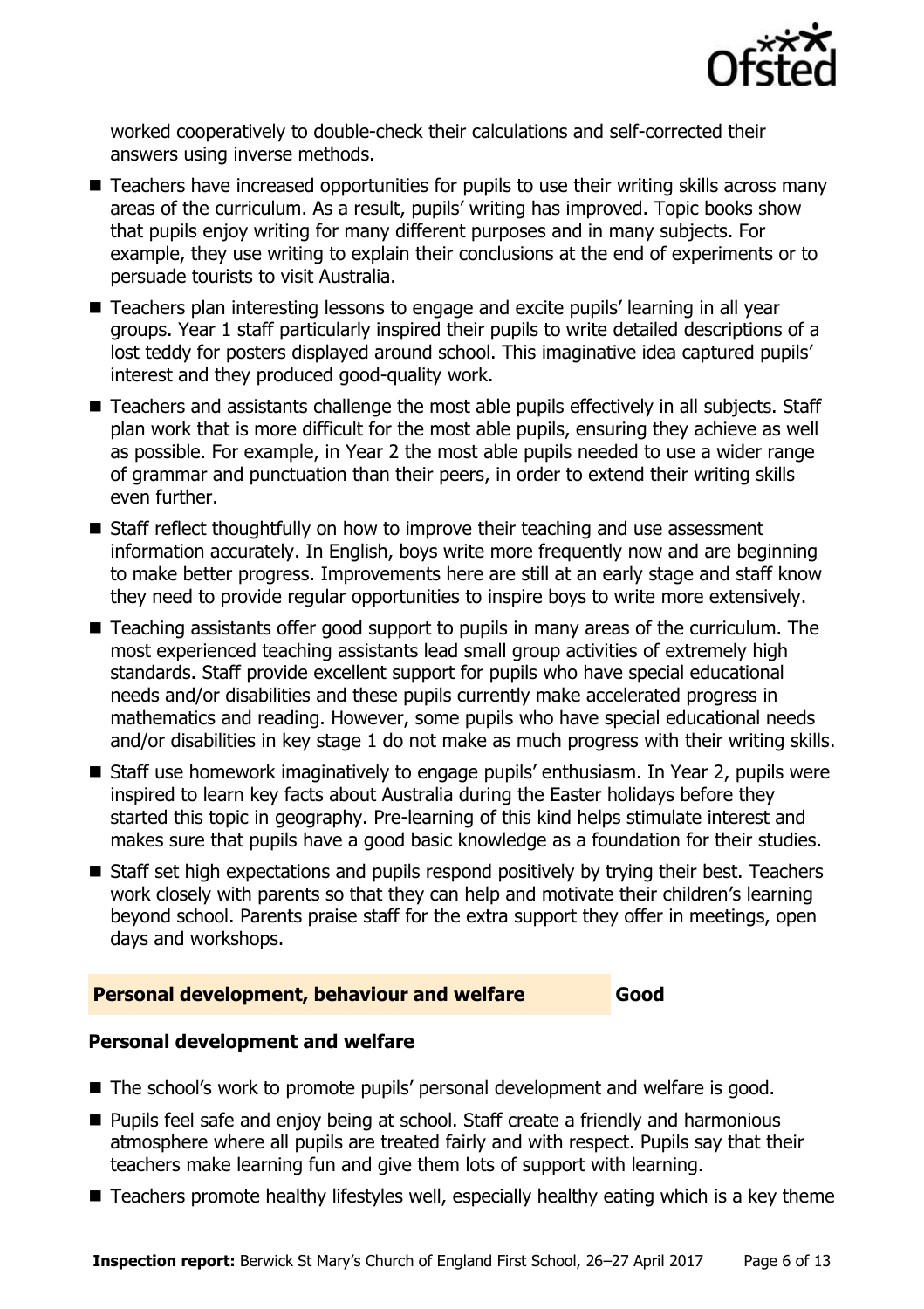worked cooperatively to double-check their calculations and self-corrected their answers using inverse methods.

- Teachers have increased opportunities for pupils to use their writing skills across many areas of the curriculum. As a result, pupils' writing has improved. Topic books show that pupils enjoy writing for many different purposes and in many subjects. For example, they use writing to explain their conclusions at the end of experiments or to persuade tourists to visit Australia.
- Teachers plan interesting lessons to engage and excite pupils' learning in all year groups. Year 1 staff particularly inspired their pupils to write detailed descriptions of a lost teddy for posters displayed around school. This imaginative idea captured pupils' interest and they produced good-quality work.
- Teachers and assistants challenge the most able pupils effectively in all subjects. Staff plan work that is more difficult for the most able pupils, ensuring they achieve as well as possible. For example, in Year 2 the most able pupils needed to use a wider range of grammar and punctuation than their peers, in order to extend their writing skills even further.
- Staff reflect thoughtfully on how to improve their teaching and use assessment information accurately. In English, boys write more frequently now and are beginning to make better progress. Improvements here are still at an early stage and staff know they need to provide regular opportunities to inspire boys to write more extensively.
- Teaching assistants offer good support to pupils in many areas of the curriculum. The most experienced teaching assistants lead small group activities of extremely high standards. Staff provide excellent support for pupils who have special educational needs and/or disabilities and these pupils currently make accelerated progress in mathematics and reading. However, some pupils who have special educational needs and/or disabilities in key stage 1 do not make as much progress with their writing skills.
- Staff use homework imaginatively to engage pupils' enthusiasm. In Year 2, pupils were inspired to learn key facts about Australia during the Easter holidays before they started this topic in geography. Pre-learning of this kind helps stimulate interest and makes sure that pupils have a good basic knowledge as a foundation for their studies.
- Staff set high expectations and pupils respond positively by trying their best. Teachers work closely with parents so that they can help and motivate their children's learning beyond school. Parents praise staff for the extra support they offer in meetings, open days and workshops.

## Personal development, behaviour and welfare — Good

### Personal development and welfare

- The school's work to promote pupils' personal development and welfare is good.
- Pupils feel safe and enjoy being at school. Staff create a friendly and harmonious atmosphere where all pupils are treated fairly and with respect. Pupils say that their teachers make learning fun and give them lots of support with learning.
- Teachers promote healthy lifestyles well, especially healthy eating which is a key theme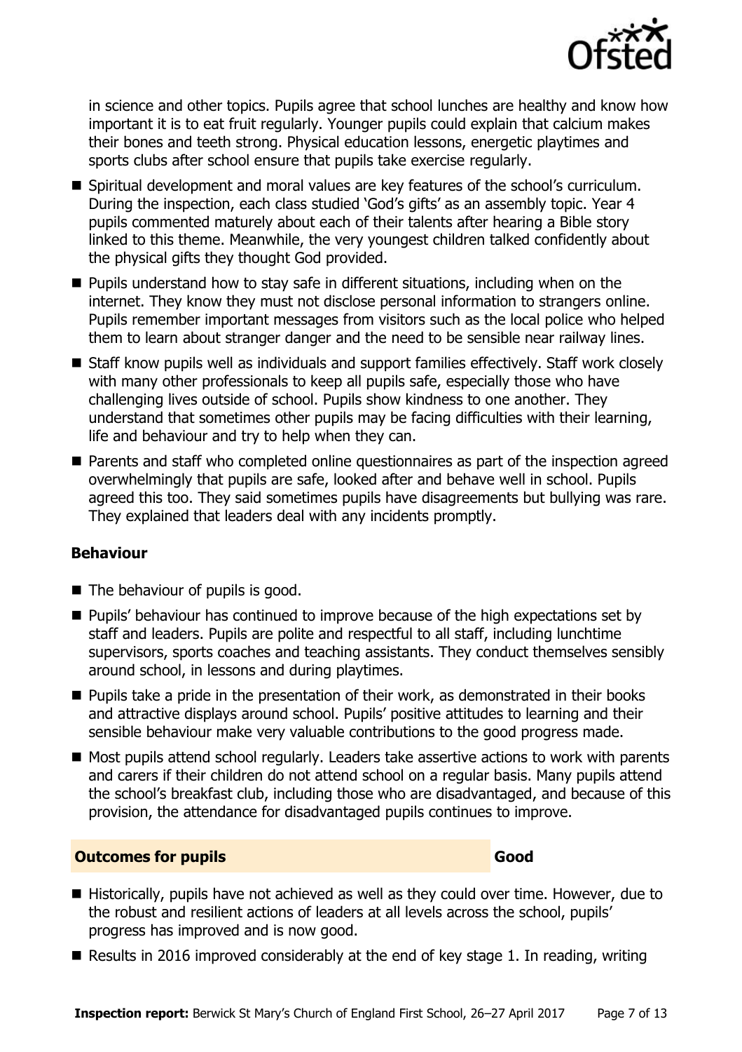in science and other topics. Pupils agree that school lunches are healthy and know how important it is to eat fruit regularly. Younger pupils could explain that calcium makes their bones and teeth strong. Physical education lessons, energetic playtimes and sports clubs after school ensure that pupils take exercise regularly.

- Spiritual development and moral values are key features of the school's curriculum. During the inspection, each class studied 'God's gifts' as an assembly topic. Year 4 pupils commented maturely about each of their talents after hearing a Bible story linked to this theme. Meanwhile, the very youngest children talked confidently about the physical gifts they thought God provided.
- Pupils understand how to stay safe in different situations, including when on the internet. They know they must not disclose personal information to strangers online. Pupils remember important messages from visitors such as the local police who helped them to learn about stranger danger and the need to be sensible near railway lines.
- Staff know pupils well as individuals and support families effectively. Staff work closely with many other professionals to keep all pupils safe, especially those who have challenging lives outside of school. Pupils show kindness to one another. They understand that sometimes other pupils may be facing difficulties with their learning, life and behaviour and try to help when they can.
- Parents and staff who completed online questionnaires as part of the inspection agreed overwhelmingly that pupils are safe, looked after and behave well in school. Pupils agreed this too. They said sometimes pupils have disagreements but bullying was rare. They explained that leaders deal with any incidents promptly.

### Behaviour

- The behaviour of pupils is good.
- Pupils' behaviour has continued to improve because of the high expectations set by staff and leaders. Pupils are polite and respectful to all staff, including lunchtime supervisors, sports coaches and teaching assistants. They conduct themselves sensibly around school, in lessons and during playtimes.
- Pupils take a pride in the presentation of their work, as demonstrated in their books and attractive displays around school. Pupils' positive attitudes to learning and their sensible behaviour make very valuable contributions to the good progress made.
- Most pupils attend school regularly. Leaders take assertive actions to work with parents and carers if their children do not attend school on a regular basis. Many pupils attend the school's breakfast club, including those who are disadvantaged, and because of this provision, the attendance for disadvantaged pupils continues to improve.

## Outcomes for pupils — Good

- Historically, pupils have not achieved as well as they could over time. However, due to the robust and resilient actions of leaders at all levels across the school, pupils' progress has improved and is now good.
- Results in 2016 improved considerably at the end of key stage 1. In reading, writing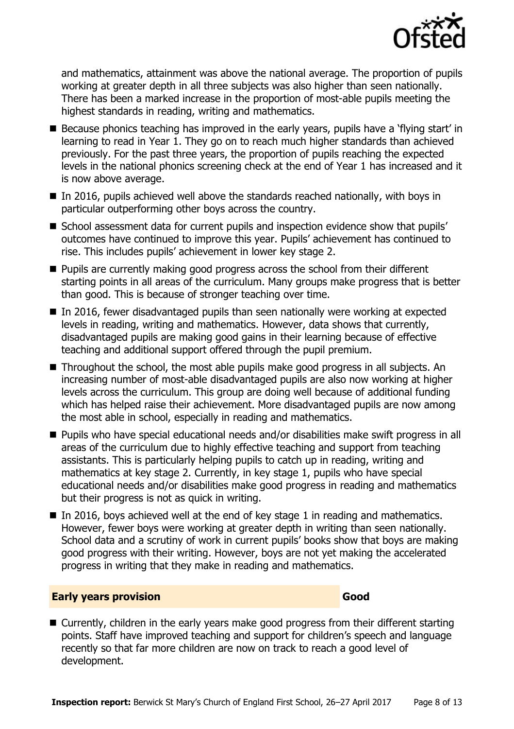and mathematics, attainment was above the national average. The proportion of pupils working at greater depth in all three subjects was also higher than seen nationally. There has been a marked increase in the proportion of most-able pupils meeting the highest standards in reading, writing and mathematics.

- Because phonics teaching has improved in the early years, pupils have a 'flying start' in learning to read in Year 1. They go on to reach much higher standards than achieved previously. For the past three years, the proportion of pupils reaching the expected levels in the national phonics screening check at the end of Year 1 has increased and it is now above average.
- In 2016, pupils achieved well above the standards reached nationally, with boys in particular outperforming other boys across the country.
- School assessment data for current pupils and inspection evidence show that pupils' outcomes have continued to improve this year. Pupils' achievement has continued to rise. This includes pupils' achievement in lower key stage 2.
- Pupils are currently making good progress across the school from their different starting points in all areas of the curriculum. Many groups make progress that is better than good. This is because of stronger teaching over time.
- In 2016, fewer disadvantaged pupils than seen nationally were working at expected levels in reading, writing and mathematics. However, data shows that currently, disadvantaged pupils are making good gains in their learning because of effective teaching and additional support offered through the pupil premium.
- Throughout the school, the most able pupils make good progress in all subjects. An increasing number of most-able disadvantaged pupils are also now working at higher levels across the curriculum. This group are doing well because of additional funding which has helped raise their achievement. More disadvantaged pupils are now among the most able in school, especially in reading and mathematics.
- Pupils who have special educational needs and/or disabilities make swift progress in all areas of the curriculum due to highly effective teaching and support from teaching assistants. This is particularly helping pupils to catch up in reading, writing and mathematics at key stage 2. Currently, in key stage 1, pupils who have special educational needs and/or disabilities make good progress in reading and mathematics but their progress is not as quick in writing.
- In 2016, boys achieved well at the end of key stage 1 in reading and mathematics. However, fewer boys were working at greater depth in writing than seen nationally. School data and a scrutiny of work in current pupils' books show that boys are making good progress with their writing. However, boys are not yet making the accelerated progress in writing that they make in reading and mathematics.

## Early years provision — Good

- Currently, children in the early years make good progress from their different starting points. Staff have improved teaching and support for children's speech and language recently so that far more children are now on track to reach a good level of development.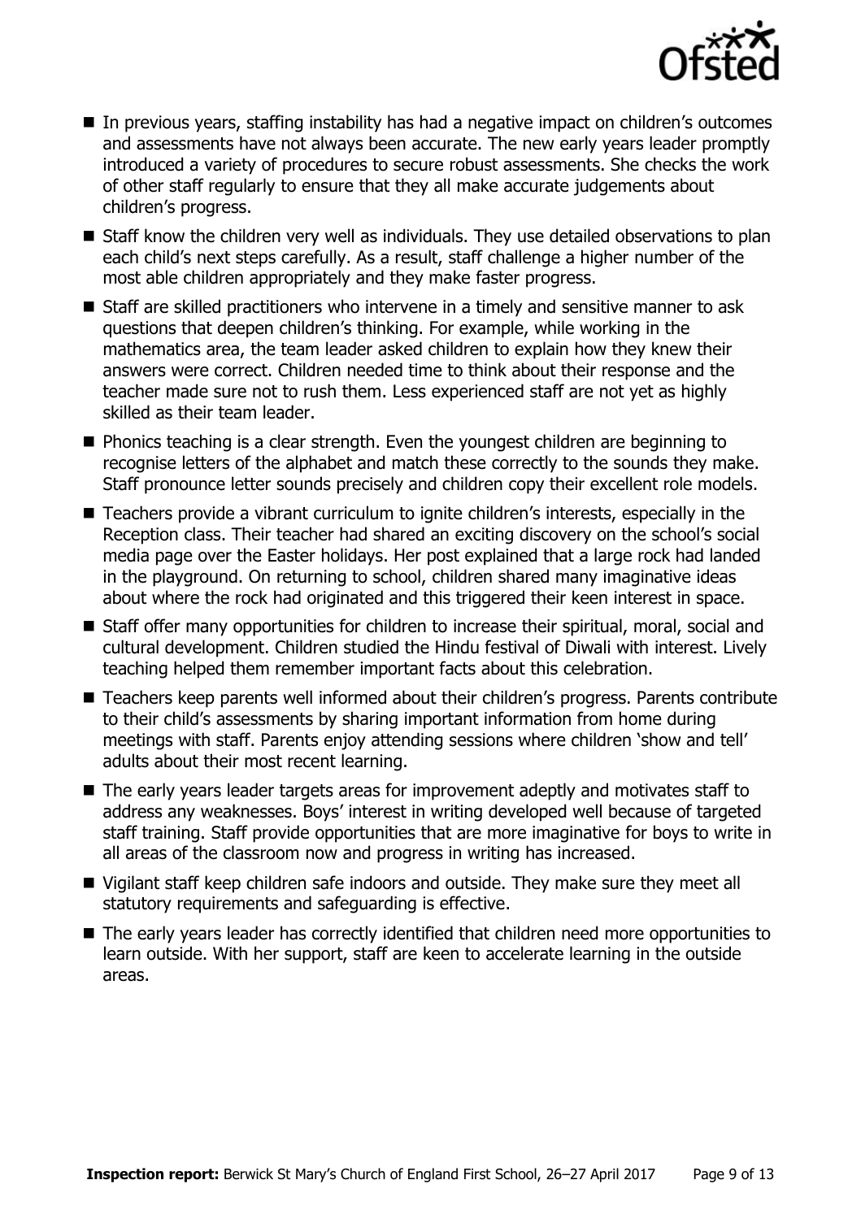- In previous years, staffing instability has had a negative impact on children's outcomes and assessments have not always been accurate. The new early years leader promptly introduced a variety of procedures to secure robust assessments. She checks the work of other staff regularly to ensure that they all make accurate judgements about children's progress.
- Staff know the children very well as individuals. They use detailed observations to plan each child's next steps carefully. As a result, staff challenge a higher number of the most able children appropriately and they make faster progress.
- Staff are skilled practitioners who intervene in a timely and sensitive manner to ask questions that deepen children's thinking. For example, while working in the mathematics area, the team leader asked children to explain how they knew their answers were correct. Children needed time to think about their response and the teacher made sure not to rush them. Less experienced staff are not yet as highly skilled as their team leader.
- Phonics teaching is a clear strength. Even the youngest children are beginning to recognise letters of the alphabet and match these correctly to the sounds they make. Staff pronounce letter sounds precisely and children copy their excellent role models.
- Teachers provide a vibrant curriculum to ignite children's interests, especially in the Reception class. Their teacher had shared an exciting discovery on the school's social media page over the Easter holidays. Her post explained that a large rock had landed in the playground. On returning to school, children shared many imaginative ideas about where the rock had originated and this triggered their keen interest in space.
- Staff offer many opportunities for children to increase their spiritual, moral, social and cultural development. Children studied the Hindu festival of Diwali with interest. Lively teaching helped them remember important facts about this celebration.
- Teachers keep parents well informed about their children's progress. Parents contribute to their child's assessments by sharing important information from home during meetings with staff. Parents enjoy attending sessions where children 'show and tell' adults about their most recent learning.
- The early years leader targets areas for improvement adeptly and motivates staff to address any weaknesses. Boys' interest in writing developed well because of targeted staff training. Staff provide opportunities that are more imaginative for boys to write in all areas of the classroom now and progress in writing has increased.
- Vigilant staff keep children safe indoors and outside. They make sure they meet all statutory requirements and safeguarding is effective.
- The early years leader has correctly identified that children need more opportunities to learn outside. With her support, staff are keen to accelerate learning in the outside areas.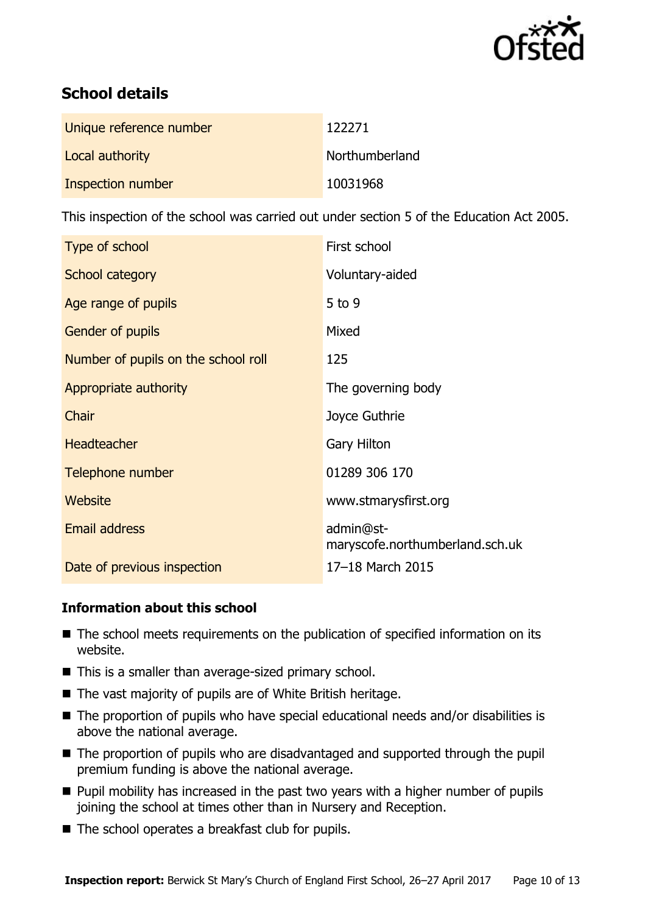## School details

| | |
|---|---|
| Unique reference number | 122271 |
| Local authority | Northumberland |
| Inspection number | 10031968 |

This inspection of the school was carried out under section 5 of the Education Act 2005.

| | |
|---|---|
| Type of school | First school |
| School category | Voluntary-aided |
| Age range of pupils | 5 to 9 |
| Gender of pupils | Mixed |
| Number of pupils on the school roll | 125 |
| Appropriate authority | The governing body |
| Chair | Joyce Guthrie |
| Headteacher | Gary Hilton |
| Telephone number | 01289 306 170 |
| Website | www.stmarysfirst.org |
| Email address | admin@st-maryscofe.northumberland.sch.uk |
| Date of previous inspection | 17–18 March 2015 |

### Information about this school

- The school meets requirements on the publication of specified information on its website.
- This is a smaller than average-sized primary school.
- The vast majority of pupils are of White British heritage.
- The proportion of pupils who have special educational needs and/or disabilities is above the national average.
- The proportion of pupils who are disadvantaged and supported through the pupil premium funding is above the national average.
- Pupil mobility has increased in the past two years with a higher number of pupils joining the school at times other than in Nursery and Reception.
- The school operates a breakfast club for pupils.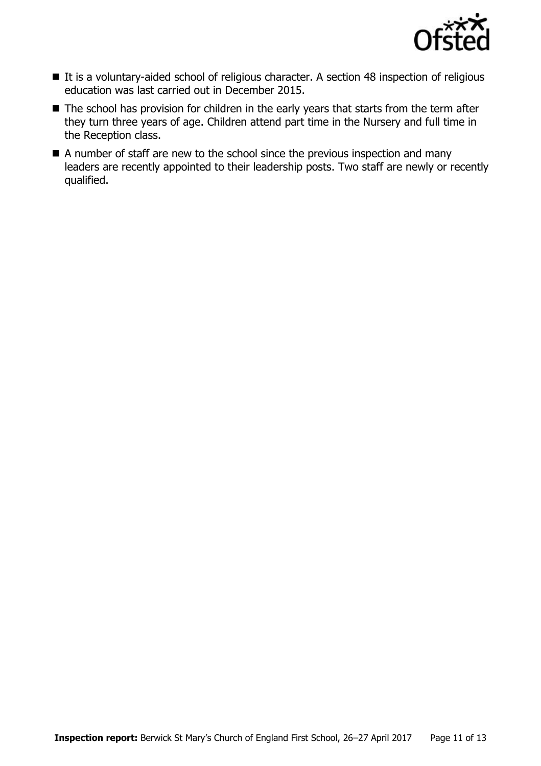- It is a voluntary-aided school of religious character. A section 48 inspection of religious education was last carried out in December 2015.
- The school has provision for children in the early years that starts from the term after they turn three years of age. Children attend part time in the Nursery and full time in the Reception class.
- A number of staff are new to the school since the previous inspection and many leaders are recently appointed to their leadership posts. Two staff are newly or recently qualified.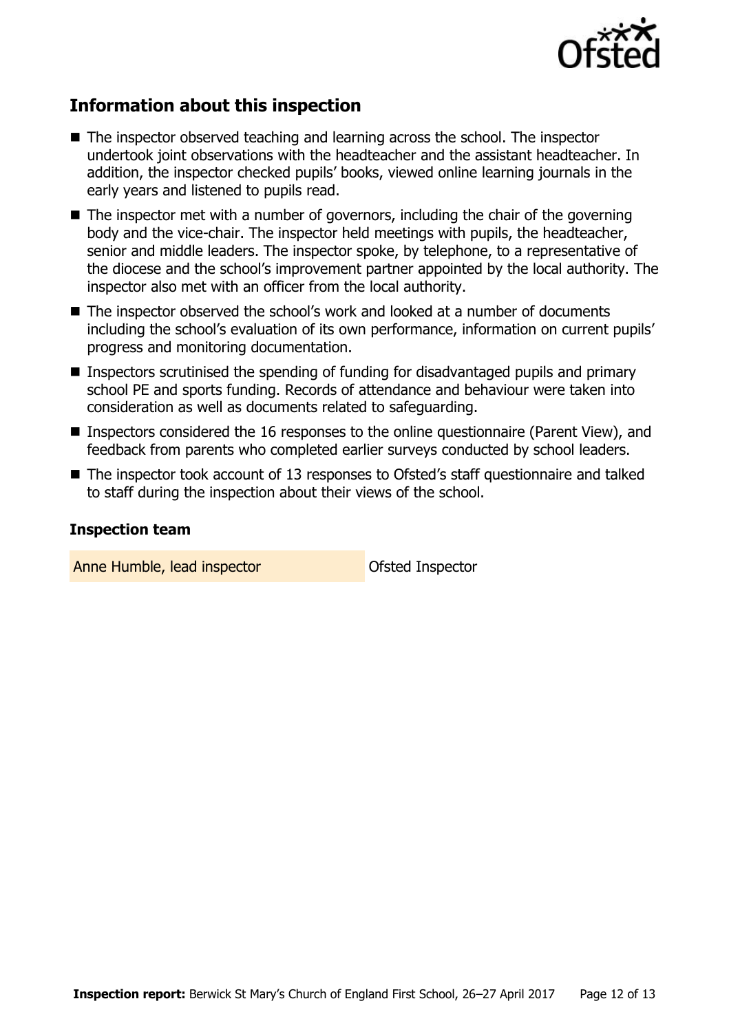## Information about this inspection

- The inspector observed teaching and learning across the school. The inspector undertook joint observations with the headteacher and the assistant headteacher. In addition, the inspector checked pupils' books, viewed online learning journals in the early years and listened to pupils read.
- The inspector met with a number of governors, including the chair of the governing body and the vice-chair. The inspector held meetings with pupils, the headteacher, senior and middle leaders. The inspector spoke, by telephone, to a representative of the diocese and the school's improvement partner appointed by the local authority. The inspector also met with an officer from the local authority.
- The inspector observed the school's work and looked at a number of documents including the school's evaluation of its own performance, information on current pupils' progress and monitoring documentation.
- Inspectors scrutinised the spending of funding for disadvantaged pupils and primary school PE and sports funding. Records of attendance and behaviour were taken into consideration as well as documents related to safeguarding.
- Inspectors considered the 16 responses to the online questionnaire (Parent View), and feedback from parents who completed earlier surveys conducted by school leaders.
- The inspector took account of 13 responses to Ofsted's staff questionnaire and talked to staff during the inspection about their views of the school.

### Inspection team

| | |
|---|---|
| Anne Humble, lead inspector | Ofsted Inspector |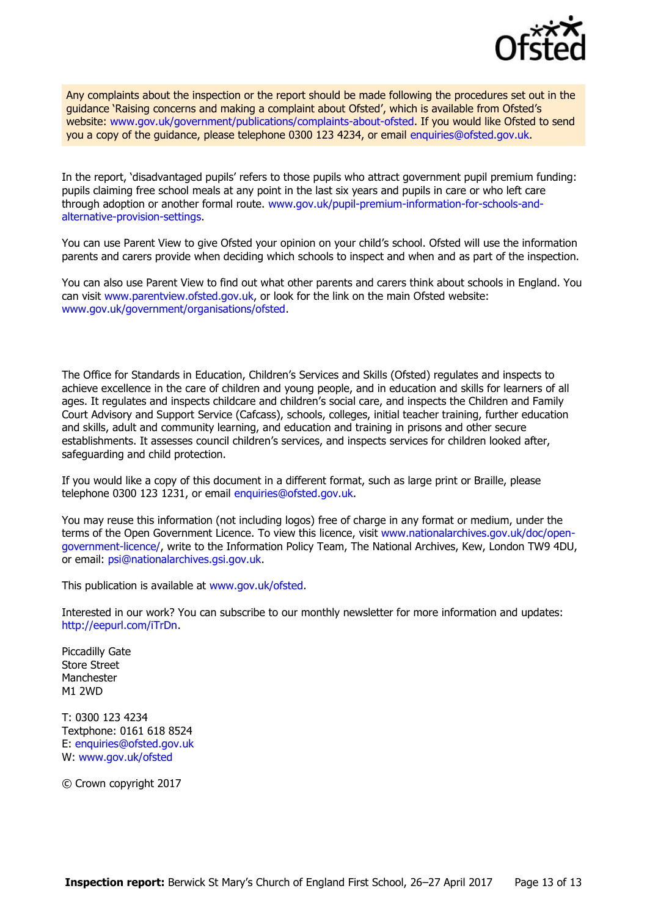Any complaints about the inspection or the report should be made following the procedures set out in the guidance 'Raising concerns and making a complaint about Ofsted', which is available from Ofsted's website: www.gov.uk/government/publications/complaints-about-ofsted. If you would like Ofsted to send you a copy of the guidance, please telephone 0300 123 4234, or email enquiries@ofsted.gov.uk.

In the report, 'disadvantaged pupils' refers to those pupils who attract government pupil premium funding: pupils claiming free school meals at any point in the last six years and pupils in care or who left care through adoption or another formal route. www.gov.uk/pupil-premium-information-for-schools-and-alternative-provision-settings.

You can use Parent View to give Ofsted your opinion on your child's school. Ofsted will use the information parents and carers provide when deciding which schools to inspect and when and as part of the inspection.

You can also use Parent View to find out what other parents and carers think about schools in England. You can visit www.parentview.ofsted.gov.uk, or look for the link on the main Ofsted website: www.gov.uk/government/organisations/ofsted.

The Office for Standards in Education, Children's Services and Skills (Ofsted) regulates and inspects to achieve excellence in the care of children and young people, and in education and skills for learners of all ages. It regulates and inspects childcare and children's social care, and inspects the Children and Family Court Advisory and Support Service (Cafcass), schools, colleges, initial teacher training, further education and skills, adult and community learning, and education and training in prisons and other secure establishments. It assesses council children's services, and inspects services for children looked after, safeguarding and child protection.

If you would like a copy of this document in a different format, such as large print or Braille, please telephone 0300 123 1231, or email enquiries@ofsted.gov.uk.

You may reuse this information (not including logos) free of charge in any format or medium, under the terms of the Open Government Licence. To view this licence, visit www.nationalarchives.gov.uk/doc/open-government-licence/, write to the Information Policy Team, The National Archives, Kew, London TW9 4DU, or email: psi@nationalarchives.gsi.gov.uk.

This publication is available at www.gov.uk/ofsted.

Interested in our work? You can subscribe to our monthly newsletter for more information and updates: http://eepurl.com/iTrDn.

Piccadilly Gate
Store Street
Manchester
M1 2WD

T: 0300 123 4234
Textphone: 0161 618 8524
E: enquiries@ofsted.gov.uk
W: www.gov.uk/ofsted

© Crown copyright 2017